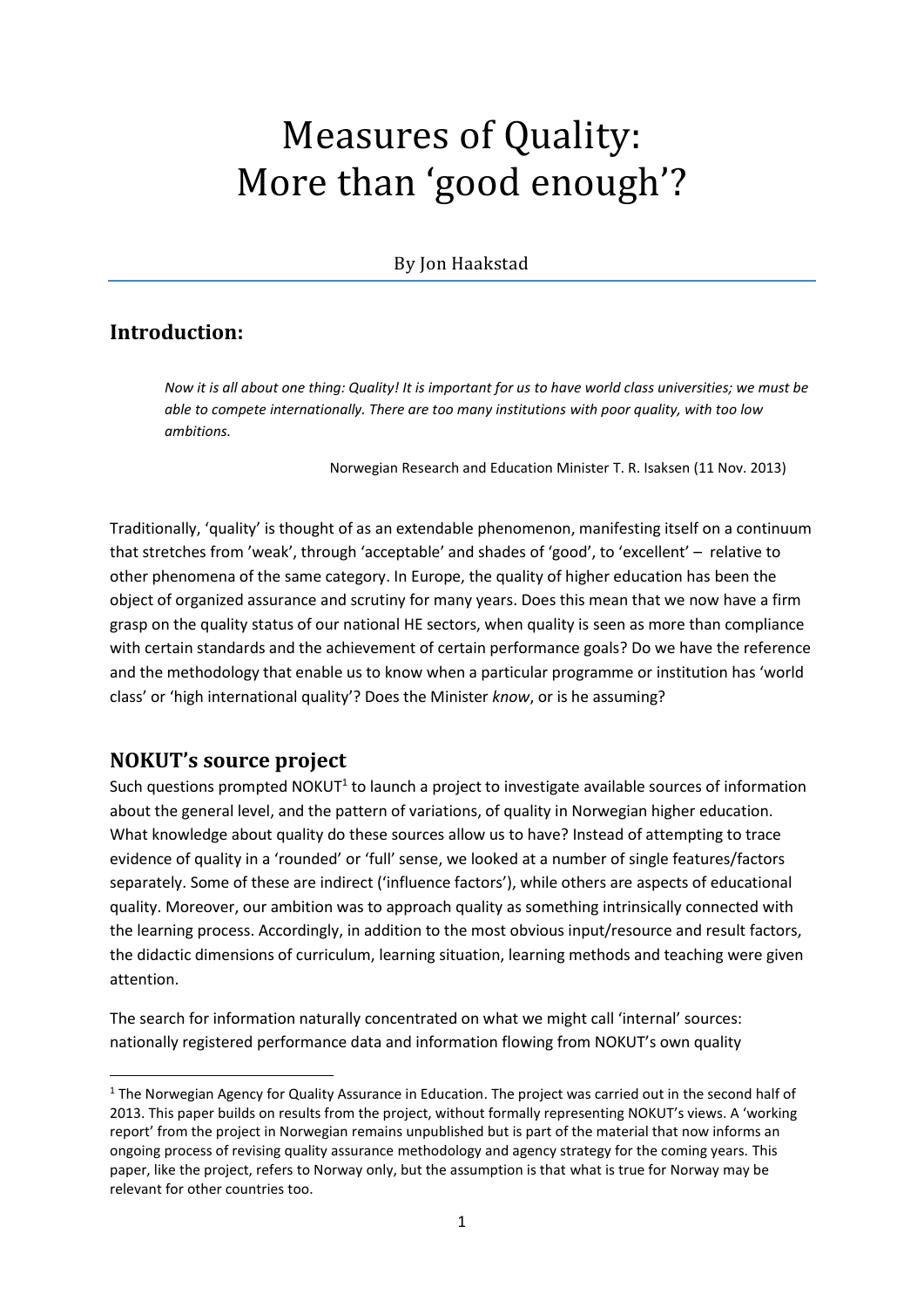# Measures of Quality: More than 'good enough'?

By Jon Haakstad

## Introduction:

> *Now it is all about one thing: Quality! It is important for us to have world class universities; we must be able to compete internationally. There are too many institutions with poor quality, with too low ambitions.*
>
> Norwegian Research and Education Minister T. R. Isaksen (11 Nov. 2013)

Traditionally, 'quality' is thought of as an extendable phenomenon, manifesting itself on a continuum that stretches from 'weak', through 'acceptable' and shades of 'good', to 'excellent' – relative to other phenomena of the same category. In Europe, the quality of higher education has been the object of organized assurance and scrutiny for many years. Does this mean that we now have a firm grasp on the quality status of our national HE sectors, when quality is seen as more than compliance with certain standards and the achievement of certain performance goals? Do we have the reference and the methodology that enable us to know when a particular programme or institution has 'world class' or 'high international quality'? Does the Minister *know*, or is he assuming?

## NOKUT's source project

Such questions prompted NOKUT[1] to launch a project to investigate available sources of information about the general level, and the pattern of variations, of quality in Norwegian higher education. What knowledge about quality do these sources allow us to have? Instead of attempting to trace evidence of quality in a 'rounded' or 'full' sense, we looked at a number of single features/factors separately. Some of these are indirect ('influence factors'), while others are aspects of educational quality. Moreover, our ambition was to approach quality as something intrinsically connected with the learning process. Accordingly, in addition to the most obvious input/resource and result factors, the didactic dimensions of curriculum, learning situation, learning methods and teaching were given attention.

The search for information naturally concentrated on what we might call 'internal' sources: nationally registered performance data and information flowing from NOKUT's own quality

[1] The Norwegian Agency for Quality Assurance in Education. The project was carried out in the second half of 2013. This paper builds on results from the project, without formally representing NOKUT's views. A 'working report' from the project in Norwegian remains unpublished but is part of the material that now informs an ongoing process of revising quality assurance methodology and agency strategy for the coming years. This paper, like the project, refers to Norway only, but the assumption is that what is true for Norway may be relevant for other countries too.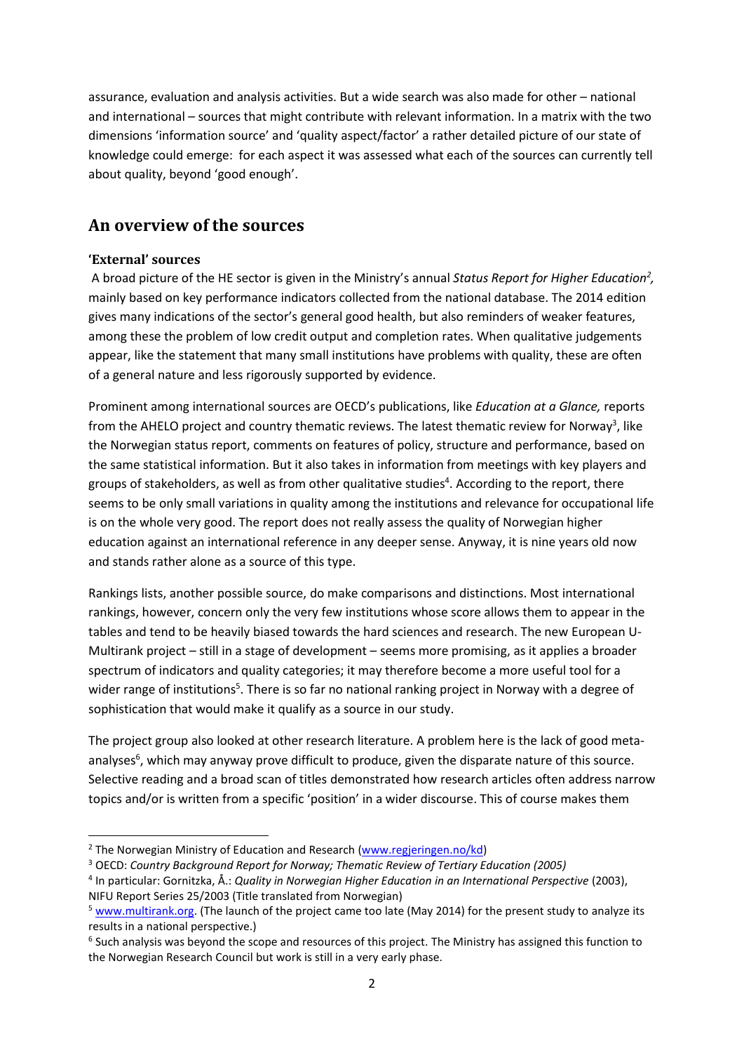assurance, evaluation and analysis activities. But a wide search was also made for other – national and international – sources that might contribute with relevant information. In a matrix with the two dimensions 'information source' and 'quality aspect/factor' a rather detailed picture of our state of knowledge could emerge: for each aspect it was assessed what each of the sources can currently tell about quality, beyond 'good enough'.

## An overview of the sources

### 'External' sources

A broad picture of the HE sector is given in the Ministry's annual *Status Report for Higher Education*[2], mainly based on key performance indicators collected from the national database. The 2014 edition gives many indications of the sector's general good health, but also reminders of weaker features, among these the problem of low credit output and completion rates. When qualitative judgements appear, like the statement that many small institutions have problems with quality, these are often of a general nature and less rigorously supported by evidence.

Prominent among international sources are OECD's publications, like *Education at a Glance,* reports from the AHELO project and country thematic reviews. The latest thematic review for Norway[3], like the Norwegian status report, comments on features of policy, structure and performance, based on the same statistical information. But it also takes in information from meetings with key players and groups of stakeholders, as well as from other qualitative studies[4]. According to the report, there seems to be only small variations in quality among the institutions and relevance for occupational life is on the whole very good. The report does not really assess the quality of Norwegian higher education against an international reference in any deeper sense. Anyway, it is nine years old now and stands rather alone as a source of this type.

Rankings lists, another possible source, do make comparisons and distinctions. Most international rankings, however, concern only the very few institutions whose score allows them to appear in the tables and tend to be heavily biased towards the hard sciences and research. The new European U-Multirank project – still in a stage of development – seems more promising, as it applies a broader spectrum of indicators and quality categories; it may therefore become a more useful tool for a wider range of institutions[5]. There is so far no national ranking project in Norway with a degree of sophistication that would make it qualify as a source in our study.

The project group also looked at other research literature. A problem here is the lack of good meta-analyses[6], which may anyway prove difficult to produce, given the disparate nature of this source. Selective reading and a broad scan of titles demonstrated how research articles often address narrow topics and/or is written from a specific 'position' in a wider discourse. This of course makes them

---

[2] The Norwegian Ministry of Education and Research (www.regjeringen.no/kd)

[3] OECD: *Country Background Report for Norway; Thematic Review of Tertiary Education (2005)*

[4] In particular: Gornitzka, Å.: *Quality in Norwegian Higher Education in an International Perspective* (2003), NIFU Report Series 25/2003 (Title translated from Norwegian)

[5] www.multirank.org. (The launch of the project came too late (May 2014) for the present study to analyze its results in a national perspective.)

[6] Such analysis was beyond the scope and resources of this project. The Ministry has assigned this function to the Norwegian Research Council but work is still in a very early phase.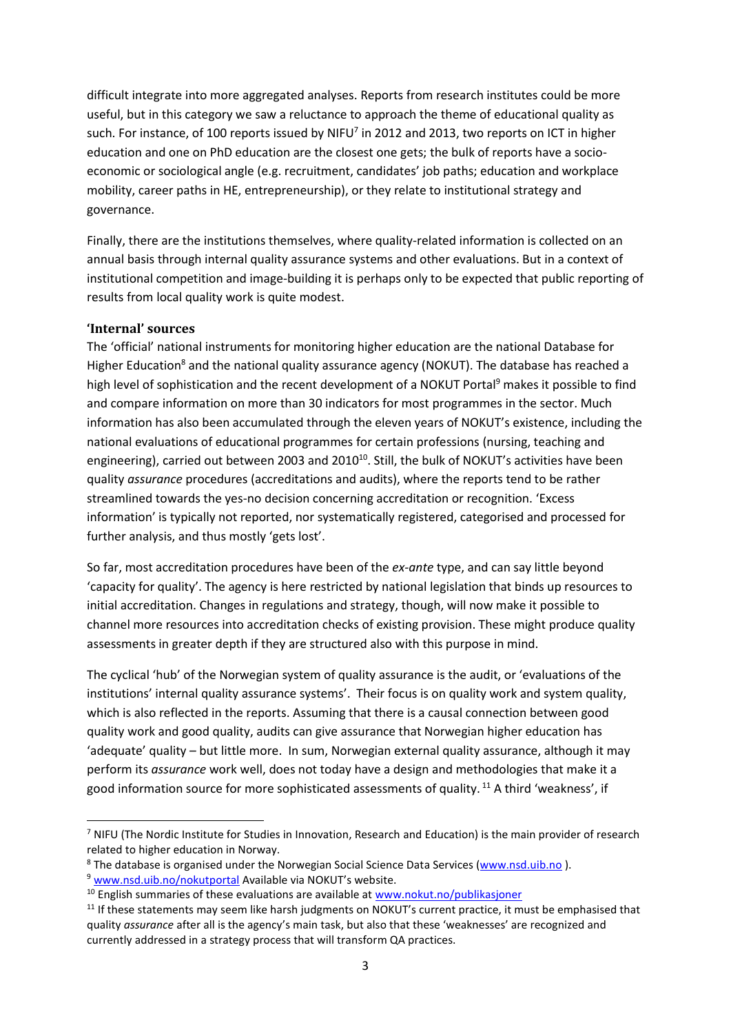difficult integrate into more aggregated analyses. Reports from research institutes could be more useful, but in this category we saw a reluctance to approach the theme of educational quality as such. For instance, of 100 reports issued by NIFU[7] in 2012 and 2013, two reports on ICT in higher education and one on PhD education are the closest one gets; the bulk of reports have a socio-economic or sociological angle (e.g. recruitment, candidates' job paths; education and workplace mobility, career paths in HE, entrepreneurship), or they relate to institutional strategy and governance.

Finally, there are the institutions themselves, where quality-related information is collected on an annual basis through internal quality assurance systems and other evaluations. But in a context of institutional competition and image-building it is perhaps only to be expected that public reporting of results from local quality work is quite modest.

### 'Internal' sources

The 'official' national instruments for monitoring higher education are the national Database for Higher Education[8] and the national quality assurance agency (NOKUT). The database has reached a high level of sophistication and the recent development of a NOKUT Portal[9] makes it possible to find and compare information on more than 30 indicators for most programmes in the sector. Much information has also been accumulated through the eleven years of NOKUT's existence, including the national evaluations of educational programmes for certain professions (nursing, teaching and engineering), carried out between 2003 and 2010[10]. Still, the bulk of NOKUT's activities have been quality *assurance* procedures (accreditations and audits), where the reports tend to be rather streamlined towards the yes-no decision concerning accreditation or recognition. 'Excess information' is typically not reported, nor systematically registered, categorised and processed for further analysis, and thus mostly 'gets lost'.

So far, most accreditation procedures have been of the *ex-ante* type, and can say little beyond 'capacity for quality'. The agency is here restricted by national legislation that binds up resources to initial accreditation. Changes in regulations and strategy, though, will now make it possible to channel more resources into accreditation checks of existing provision. These might produce quality assessments in greater depth if they are structured also with this purpose in mind.

The cyclical 'hub' of the Norwegian system of quality assurance is the audit, or 'evaluations of the institutions' internal quality assurance systems'. Their focus is on quality work and system quality, which is also reflected in the reports. Assuming that there is a causal connection between good quality work and good quality, audits can give assurance that Norwegian higher education has 'adequate' quality – but little more. In sum, Norwegian external quality assurance, although it may perform its *assurance* work well, does not today have a design and methodologies that make it a good information source for more sophisticated assessments of quality.[11] A third 'weakness', if

---

[7] NIFU (The Nordic Institute for Studies in Innovation, Research and Education) is the main provider of research related to higher education in Norway.

[8] The database is organised under the Norwegian Social Science Data Services (www.nsd.uib.no ).

[9] www.nsd.uib.no/nokutportal Available via NOKUT's website.

[10] English summaries of these evaluations are available at www.nokut.no/publikasjoner

[11] If these statements may seem like harsh judgments on NOKUT's current practice, it must be emphasised that quality *assurance* after all is the agency's main task, but also that these 'weaknesses' are recognized and currently addressed in a strategy process that will transform QA practices.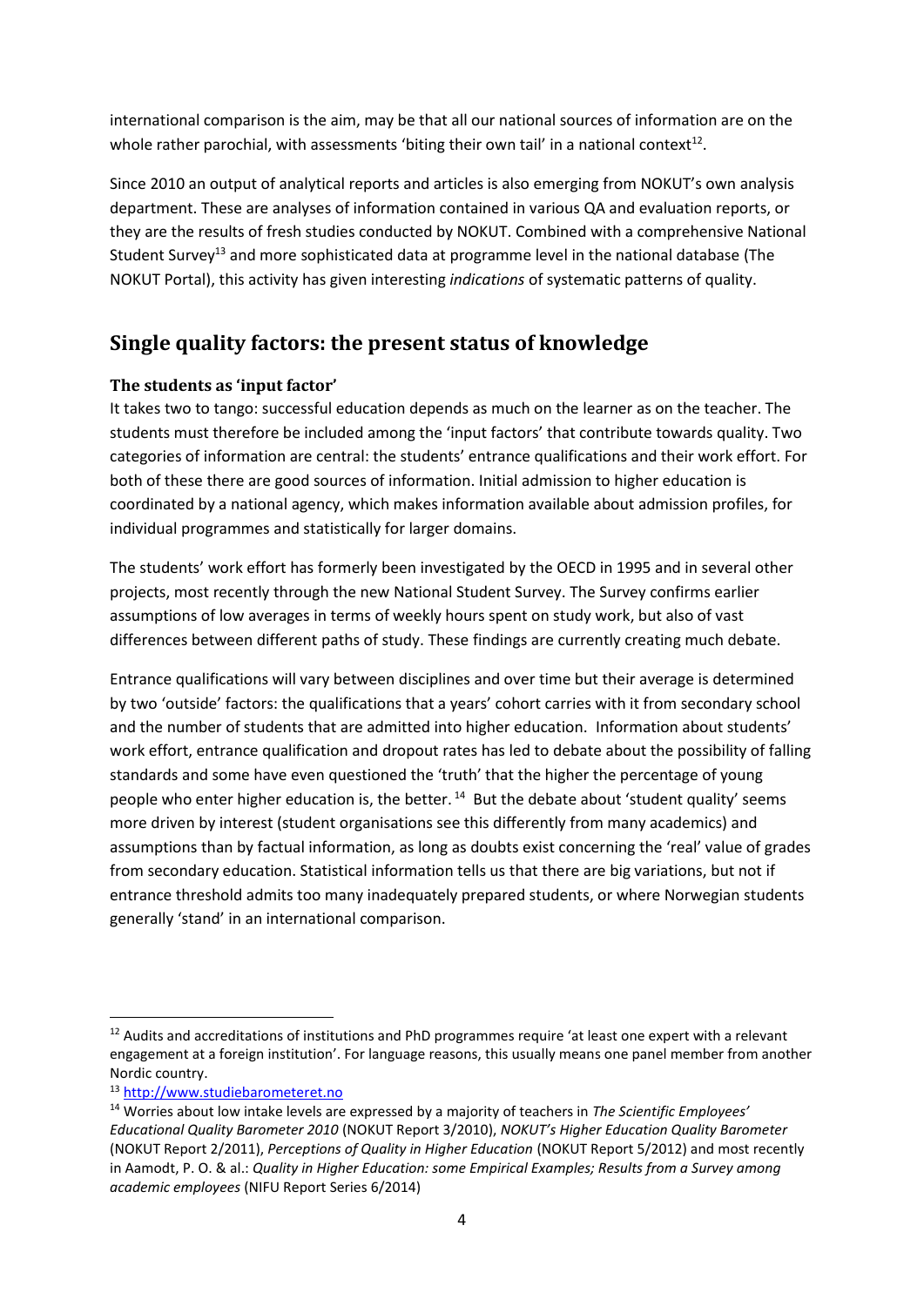international comparison is the aim, may be that all our national sources of information are on the whole rather parochial, with assessments 'biting their own tail' in a national context[12].

Since 2010 an output of analytical reports and articles is also emerging from NOKUT's own analysis department. These are analyses of information contained in various QA and evaluation reports, or they are the results of fresh studies conducted by NOKUT. Combined with a comprehensive National Student Survey[13] and more sophisticated data at programme level in the national database (The NOKUT Portal), this activity has given interesting *indications* of systematic patterns of quality.

## Single quality factors: the present status of knowledge

### The students as 'input factor'

It takes two to tango: successful education depends as much on the learner as on the teacher. The students must therefore be included among the 'input factors' that contribute towards quality. Two categories of information are central: the students' entrance qualifications and their work effort. For both of these there are good sources of information. Initial admission to higher education is coordinated by a national agency, which makes information available about admission profiles, for individual programmes and statistically for larger domains.

The students' work effort has formerly been investigated by the OECD in 1995 and in several other projects, most recently through the new National Student Survey. The Survey confirms earlier assumptions of low averages in terms of weekly hours spent on study work, but also of vast differences between different paths of study. These findings are currently creating much debate.

Entrance qualifications will vary between disciplines and over time but their average is determined by two 'outside' factors: the qualifications that a years' cohort carries with it from secondary school and the number of students that are admitted into higher education. Information about students' work effort, entrance qualification and dropout rates has led to debate about the possibility of falling standards and some have even questioned the 'truth' that the higher the percentage of young people who enter higher education is, the better.[14] But the debate about 'student quality' seems more driven by interest (student organisations see this differently from many academics) and assumptions than by factual information, as long as doubts exist concerning the 'real' value of grades from secondary education. Statistical information tells us that there are big variations, but not if entrance threshold admits too many inadequately prepared students, or where Norwegian students generally 'stand' in an international comparison.

---

[12] Audits and accreditations of institutions and PhD programmes require 'at least one expert with a relevant engagement at a foreign institution'. For language reasons, this usually means one panel member from another Nordic country.

[13] http://www.studiebarometeret.no

[14] Worries about low intake levels are expressed by a majority of teachers in *The Scientific Employees' Educational Quality Barometer 2010* (NOKUT Report 3/2010), *NOKUT's Higher Education Quality Barometer* (NOKUT Report 2/2011), *Perceptions of Quality in Higher Education* (NOKUT Report 5/2012) and most recently in Aamodt, P. O. & al.: *Quality in Higher Education: some Empirical Examples; Results from a Survey among academic employees* (NIFU Report Series 6/2014)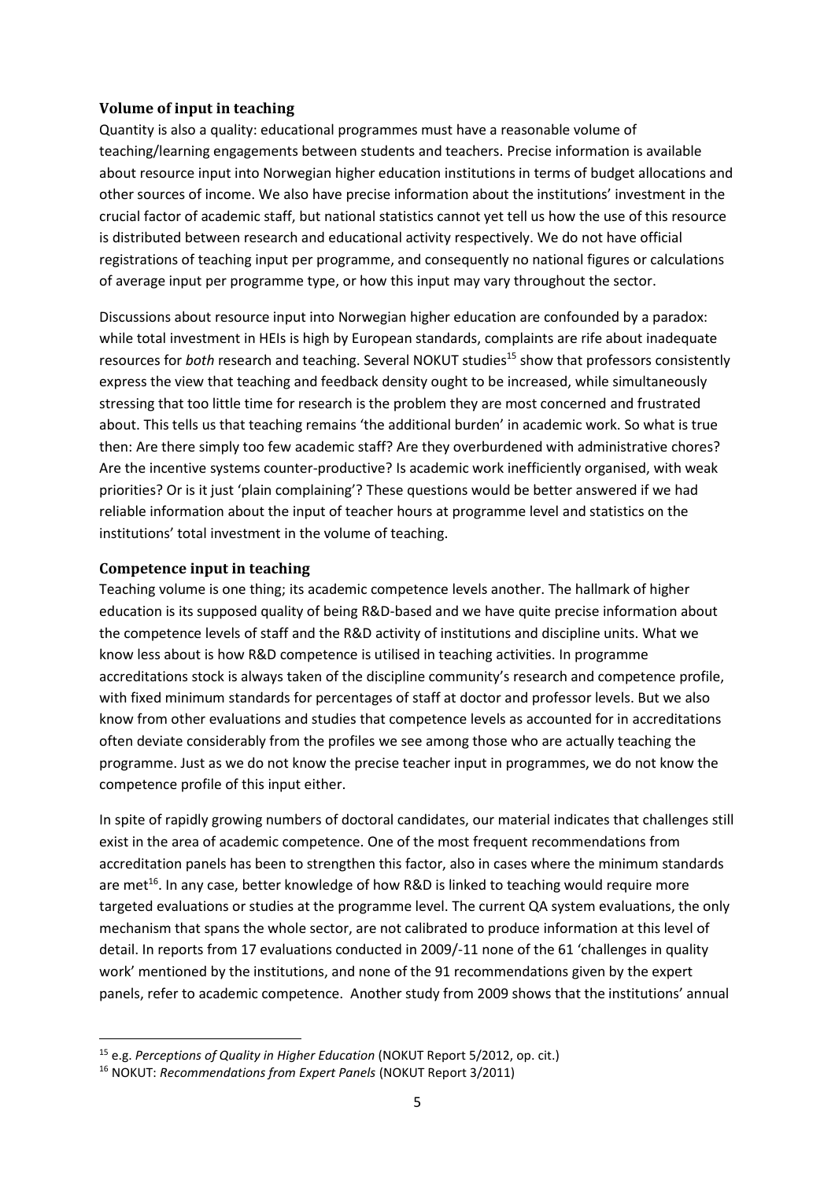### Volume of input in teaching

Quantity is also a quality: educational programmes must have a reasonable volume of teaching/learning engagements between students and teachers. Precise information is available about resource input into Norwegian higher education institutions in terms of budget allocations and other sources of income. We also have precise information about the institutions' investment in the crucial factor of academic staff, but national statistics cannot yet tell us how the use of this resource is distributed between research and educational activity respectively. We do not have official registrations of teaching input per programme, and consequently no national figures or calculations of average input per programme type, or how this input may vary throughout the sector.

Discussions about resource input into Norwegian higher education are confounded by a paradox: while total investment in HEIs is high by European standards, complaints are rife about inadequate resources for *both* research and teaching. Several NOKUT studies[15] show that professors consistently express the view that teaching and feedback density ought to be increased, while simultaneously stressing that too little time for research is the problem they are most concerned and frustrated about. This tells us that teaching remains 'the additional burden' in academic work. So what is true then: Are there simply too few academic staff? Are they overburdened with administrative chores? Are the incentive systems counter-productive? Is academic work inefficiently organised, with weak priorities? Or is it just 'plain complaining'? These questions would be better answered if we had reliable information about the input of teacher hours at programme level and statistics on the institutions' total investment in the volume of teaching.

### Competence input in teaching

Teaching volume is one thing; its academic competence levels another. The hallmark of higher education is its supposed quality of being R&D-based and we have quite precise information about the competence levels of staff and the R&D activity of institutions and discipline units. What we know less about is how R&D competence is utilised in teaching activities. In programme accreditations stock is always taken of the discipline community's research and competence profile, with fixed minimum standards for percentages of staff at doctor and professor levels. But we also know from other evaluations and studies that competence levels as accounted for in accreditations often deviate considerably from the profiles we see among those who are actually teaching the programme. Just as we do not know the precise teacher input in programmes, we do not know the competence profile of this input either.

In spite of rapidly growing numbers of doctoral candidates, our material indicates that challenges still exist in the area of academic competence. One of the most frequent recommendations from accreditation panels has been to strengthen this factor, also in cases where the minimum standards are met[16]. In any case, better knowledge of how R&D is linked to teaching would require more targeted evaluations or studies at the programme level. The current QA system evaluations, the only mechanism that spans the whole sector, are not calibrated to produce information at this level of detail. In reports from 17 evaluations conducted in 2009/-11 none of the 61 'challenges in quality work' mentioned by the institutions, and none of the 91 recommendations given by the expert panels, refer to academic competence. Another study from 2009 shows that the institutions' annual

---

[15] e.g. *Perceptions of Quality in Higher Education* (NOKUT Report 5/2012, op. cit.)

[16] NOKUT: *Recommendations from Expert Panels* (NOKUT Report 3/2011)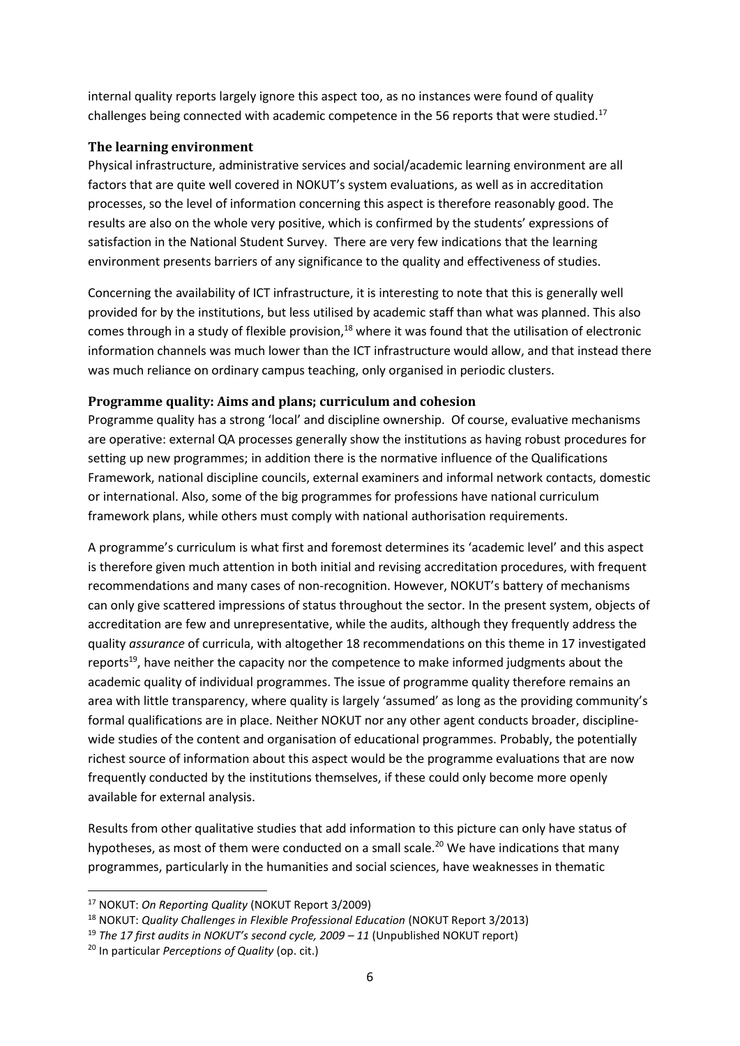internal quality reports largely ignore this aspect too, as no instances were found of quality challenges being connected with academic competence in the 56 reports that were studied.[17]

### The learning environment

Physical infrastructure, administrative services and social/academic learning environment are all factors that are quite well covered in NOKUT's system evaluations, as well as in accreditation processes, so the level of information concerning this aspect is therefore reasonably good. The results are also on the whole very positive, which is confirmed by the students' expressions of satisfaction in the National Student Survey. There are very few indications that the learning environment presents barriers of any significance to the quality and effectiveness of studies.

Concerning the availability of ICT infrastructure, it is interesting to note that this is generally well provided for by the institutions, but less utilised by academic staff than what was planned. This also comes through in a study of flexible provision,[18] where it was found that the utilisation of electronic information channels was much lower than the ICT infrastructure would allow, and that instead there was much reliance on ordinary campus teaching, only organised in periodic clusters.

### Programme quality: Aims and plans; curriculum and cohesion

Programme quality has a strong 'local' and discipline ownership. Of course, evaluative mechanisms are operative: external QA processes generally show the institutions as having robust procedures for setting up new programmes; in addition there is the normative influence of the Qualifications Framework, national discipline councils, external examiners and informal network contacts, domestic or international. Also, some of the big programmes for professions have national curriculum framework plans, while others must comply with national authorisation requirements.

A programme's curriculum is what first and foremost determines its 'academic level' and this aspect is therefore given much attention in both initial and revising accreditation procedures, with frequent recommendations and many cases of non-recognition. However, NOKUT's battery of mechanisms can only give scattered impressions of status throughout the sector. In the present system, objects of accreditation are few and unrepresentative, while the audits, although they frequently address the quality *assurance* of curricula, with altogether 18 recommendations on this theme in 17 investigated reports[19], have neither the capacity nor the competence to make informed judgments about the academic quality of individual programmes. The issue of programme quality therefore remains an area with little transparency, where quality is largely 'assumed' as long as the providing community's formal qualifications are in place. Neither NOKUT nor any other agent conducts broader, discipline-wide studies of the content and organisation of educational programmes. Probably, the potentially richest source of information about this aspect would be the programme evaluations that are now frequently conducted by the institutions themselves, if these could only become more openly available for external analysis.

Results from other qualitative studies that add information to this picture can only have status of hypotheses, as most of them were conducted on a small scale.[20] We have indications that many programmes, particularly in the humanities and social sciences, have weaknesses in thematic

---

[17] NOKUT: *On Reporting Quality* (NOKUT Report 3/2009)

[18] NOKUT: *Quality Challenges in Flexible Professional Education* (NOKUT Report 3/2013)

[19] *The 17 first audits in NOKUT's second cycle, 2009 – 11* (Unpublished NOKUT report)

[20] In particular *Perceptions of Quality* (op. cit.)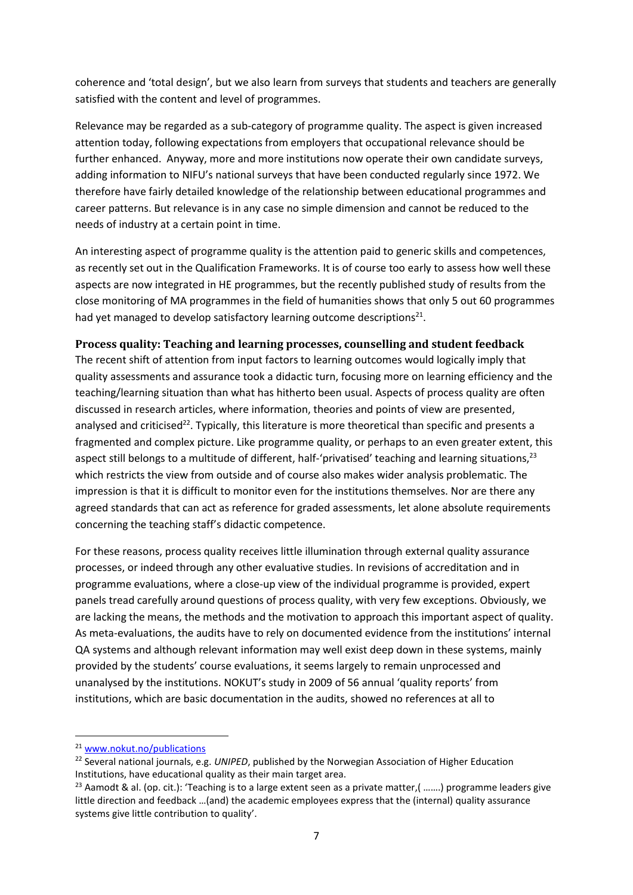coherence and 'total design', but we also learn from surveys that students and teachers are generally satisfied with the content and level of programmes.

Relevance may be regarded as a sub-category of programme quality. The aspect is given increased attention today, following expectations from employers that occupational relevance should be further enhanced. Anyway, more and more institutions now operate their own candidate surveys, adding information to NIFU's national surveys that have been conducted regularly since 1972. We therefore have fairly detailed knowledge of the relationship between educational programmes and career patterns. But relevance is in any case no simple dimension and cannot be reduced to the needs of industry at a certain point in time.

An interesting aspect of programme quality is the attention paid to generic skills and competences, as recently set out in the Qualification Frameworks. It is of course too early to assess how well these aspects are now integrated in HE programmes, but the recently published study of results from the close monitoring of MA programmes in the field of humanities shows that only 5 out 60 programmes had yet managed to develop satisfactory learning outcome descriptions[21].

### Process quality: Teaching and learning processes, counselling and student feedback

The recent shift of attention from input factors to learning outcomes would logically imply that quality assessments and assurance took a didactic turn, focusing more on learning efficiency and the teaching/learning situation than what has hitherto been usual. Aspects of process quality are often discussed in research articles, where information, theories and points of view are presented, analysed and criticised[22]. Typically, this literature is more theoretical than specific and presents a fragmented and complex picture. Like programme quality, or perhaps to an even greater extent, this aspect still belongs to a multitude of different, half-'privatised' teaching and learning situations,[23] which restricts the view from outside and of course also makes wider analysis problematic. The impression is that it is difficult to monitor even for the institutions themselves. Nor are there any agreed standards that can act as reference for graded assessments, let alone absolute requirements concerning the teaching staff's didactic competence.

For these reasons, process quality receives little illumination through external quality assurance processes, or indeed through any other evaluative studies. In revisions of accreditation and in programme evaluations, where a close-up view of the individual programme is provided, expert panels tread carefully around questions of process quality, with very few exceptions. Obviously, we are lacking the means, the methods and the motivation to approach this important aspect of quality. As meta-evaluations, the audits have to rely on documented evidence from the institutions' internal QA systems and although relevant information may well exist deep down in these systems, mainly provided by the students' course evaluations, it seems largely to remain unprocessed and unanalysed by the institutions. NOKUT's study in 2009 of 56 annual 'quality reports' from institutions, which are basic documentation in the audits, showed no references at all to

---

[21] www.nokut.no/publications

[22] Several national journals, e.g. *UNIPED*, published by the Norwegian Association of Higher Education Institutions, have educational quality as their main target area.

[23] Aamodt & al. (op. cit.): 'Teaching is to a large extent seen as a private matter,( …….) programme leaders give little direction and feedback …(and) the academic employees express that the (internal) quality assurance systems give little contribution to quality'.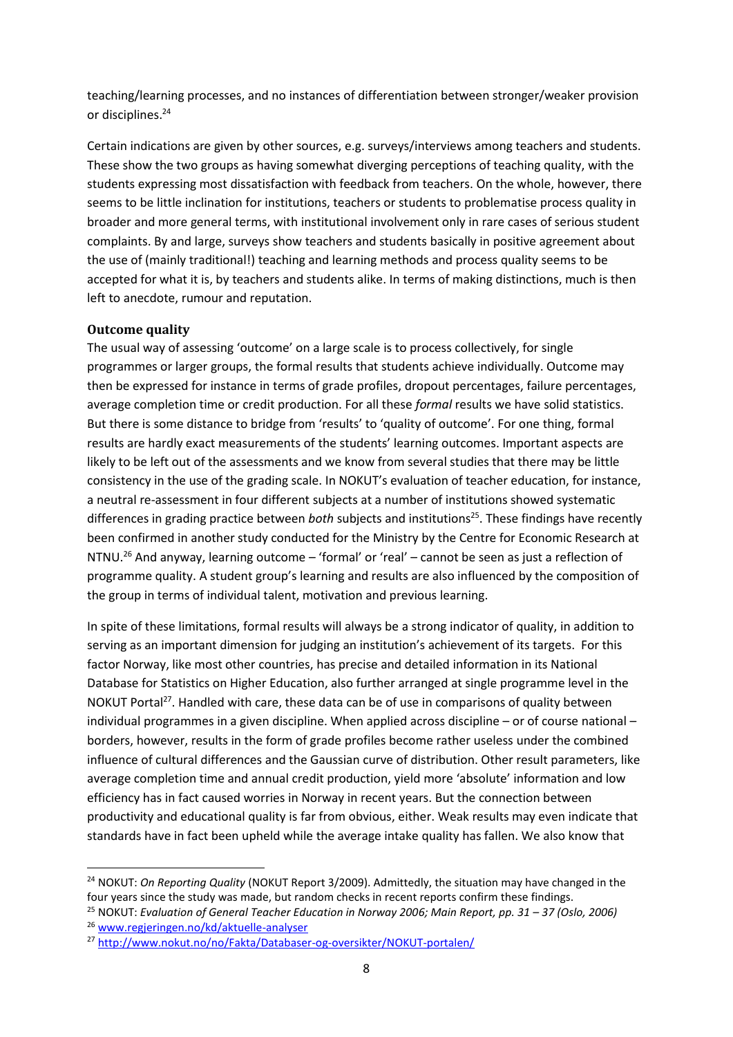teaching/learning processes, and no instances of differentiation between stronger/weaker provision or disciplines.[24]

Certain indications are given by other sources, e.g. surveys/interviews among teachers and students. These show the two groups as having somewhat diverging perceptions of teaching quality, with the students expressing most dissatisfaction with feedback from teachers. On the whole, however, there seems to be little inclination for institutions, teachers or students to problematise process quality in broader and more general terms, with institutional involvement only in rare cases of serious student complaints. By and large, surveys show teachers and students basically in positive agreement about the use of (mainly traditional!) teaching and learning methods and process quality seems to be accepted for what it is, by teachers and students alike. In terms of making distinctions, much is then left to anecdote, rumour and reputation.

### Outcome quality

The usual way of assessing 'outcome' on a large scale is to process collectively, for single programmes or larger groups, the formal results that students achieve individually. Outcome may then be expressed for instance in terms of grade profiles, dropout percentages, failure percentages, average completion time or credit production. For all these *formal* results we have solid statistics. But there is some distance to bridge from 'results' to 'quality of outcome'. For one thing, formal results are hardly exact measurements of the students' learning outcomes. Important aspects are likely to be left out of the assessments and we know from several studies that there may be little consistency in the use of the grading scale. In NOKUT's evaluation of teacher education, for instance, a neutral re-assessment in four different subjects at a number of institutions showed systematic differences in grading practice between *both* subjects and institutions[25]. These findings have recently been confirmed in another study conducted for the Ministry by the Centre for Economic Research at NTNU.[26] And anyway, learning outcome – 'formal' or 'real' – cannot be seen as just a reflection of programme quality. A student group's learning and results are also influenced by the composition of the group in terms of individual talent, motivation and previous learning.

In spite of these limitations, formal results will always be a strong indicator of quality, in addition to serving as an important dimension for judging an institution's achievement of its targets. For this factor Norway, like most other countries, has precise and detailed information in its National Database for Statistics on Higher Education, also further arranged at single programme level in the NOKUT Portal[27]. Handled with care, these data can be of use in comparisons of quality between individual programmes in a given discipline. When applied across discipline – or of course national – borders, however, results in the form of grade profiles become rather useless under the combined influence of cultural differences and the Gaussian curve of distribution. Other result parameters, like average completion time and annual credit production, yield more 'absolute' information and low efficiency has in fact caused worries in Norway in recent years. But the connection between productivity and educational quality is far from obvious, either. Weak results may even indicate that standards have in fact been upheld while the average intake quality has fallen. We also know that

---

[24] NOKUT: *On Reporting Quality* (NOKUT Report 3/2009). Admittedly, the situation may have changed in the four years since the study was made, but random checks in recent reports confirm these findings.

[25] NOKUT: *Evaluation of General Teacher Education in Norway 2006; Main Report, pp. 31 – 37 (Oslo, 2006)*

[26] www.regjeringen.no/kd/aktuelle-analyser

[27] http://www.nokut.no/no/Fakta/Databaser-og-oversikter/NOKUT-portalen/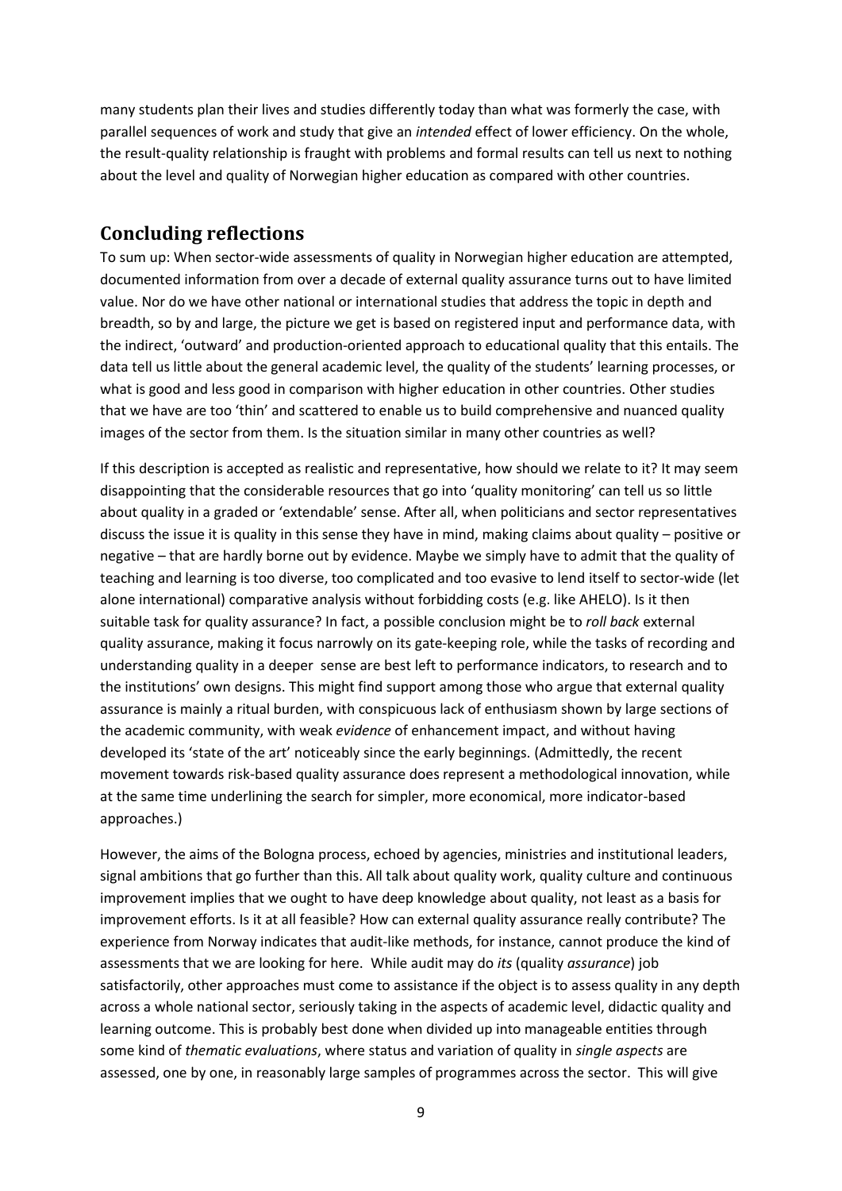many students plan their lives and studies differently today than what was formerly the case, with parallel sequences of work and study that give an *intended* effect of lower efficiency. On the whole, the result-quality relationship is fraught with problems and formal results can tell us next to nothing about the level and quality of Norwegian higher education as compared with other countries.

## Concluding reflections

To sum up: When sector-wide assessments of quality in Norwegian higher education are attempted, documented information from over a decade of external quality assurance turns out to have limited value. Nor do we have other national or international studies that address the topic in depth and breadth, so by and large, the picture we get is based on registered input and performance data, with the indirect, 'outward' and production-oriented approach to educational quality that this entails. The data tell us little about the general academic level, the quality of the students' learning processes, or what is good and less good in comparison with higher education in other countries. Other studies that we have are too 'thin' and scattered to enable us to build comprehensive and nuanced quality images of the sector from them. Is the situation similar in many other countries as well?

If this description is accepted as realistic and representative, how should we relate to it? It may seem disappointing that the considerable resources that go into 'quality monitoring' can tell us so little about quality in a graded or 'extendable' sense. After all, when politicians and sector representatives discuss the issue it is quality in this sense they have in mind, making claims about quality – positive or negative – that are hardly borne out by evidence. Maybe we simply have to admit that the quality of teaching and learning is too diverse, too complicated and too evasive to lend itself to sector-wide (let alone international) comparative analysis without forbidding costs (e.g. like AHELO). Is it then suitable task for quality assurance? In fact, a possible conclusion might be to *roll back* external quality assurance, making it focus narrowly on its gate-keeping role, while the tasks of recording and understanding quality in a deeper sense are best left to performance indicators, to research and to the institutions' own designs. This might find support among those who argue that external quality assurance is mainly a ritual burden, with conspicuous lack of enthusiasm shown by large sections of the academic community, with weak *evidence* of enhancement impact, and without having developed its 'state of the art' noticeably since the early beginnings. (Admittedly, the recent movement towards risk-based quality assurance does represent a methodological innovation, while at the same time underlining the search for simpler, more economical, more indicator-based approaches.)

However, the aims of the Bologna process, echoed by agencies, ministries and institutional leaders, signal ambitions that go further than this. All talk about quality work, quality culture and continuous improvement implies that we ought to have deep knowledge about quality, not least as a basis for improvement efforts. Is it at all feasible? How can external quality assurance really contribute? The experience from Norway indicates that audit-like methods, for instance, cannot produce the kind of assessments that we are looking for here. While audit may do *its* (quality *assurance*) job satisfactorily, other approaches must come to assistance if the object is to assess quality in any depth across a whole national sector, seriously taking in the aspects of academic level, didactic quality and learning outcome. This is probably best done when divided up into manageable entities through some kind of *thematic evaluations*, where status and variation of quality in *single aspects* are assessed, one by one, in reasonably large samples of programmes across the sector. This will give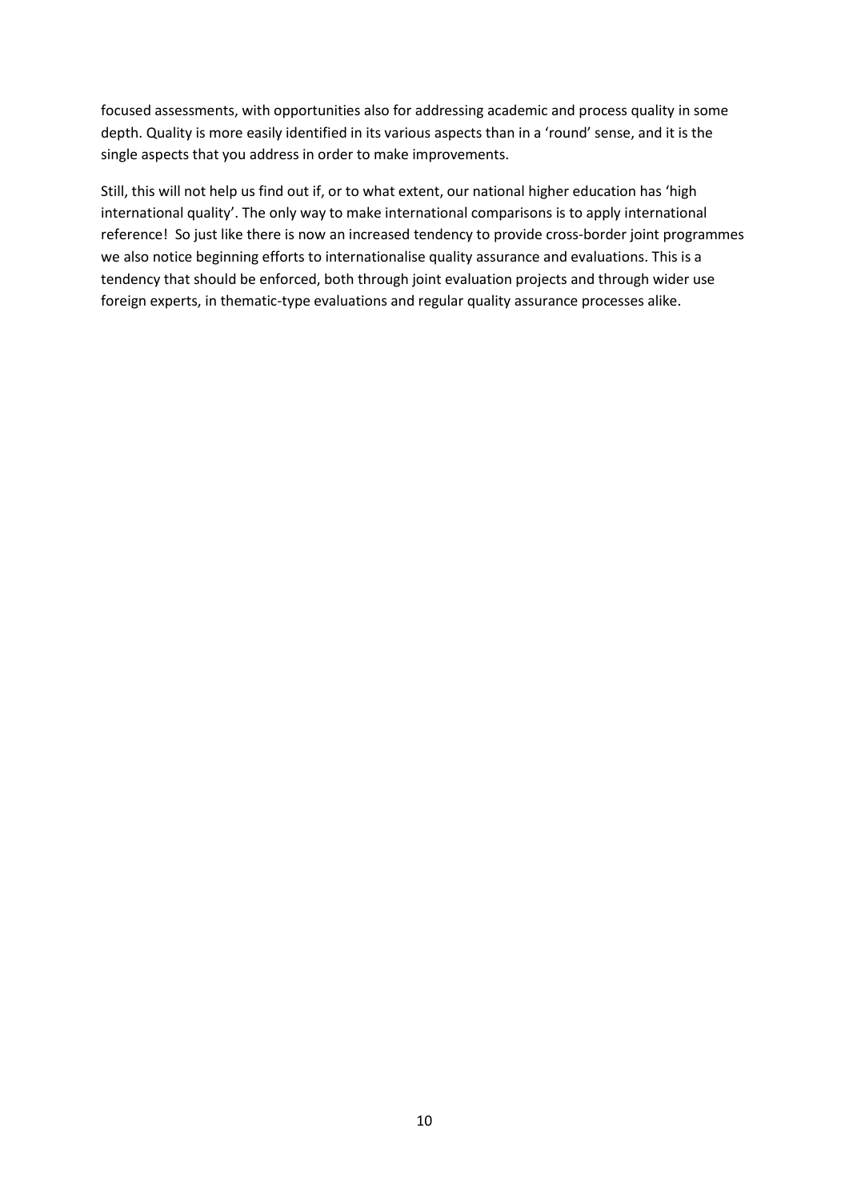focused assessments, with opportunities also for addressing academic and process quality in some depth. Quality is more easily identified in its various aspects than in a 'round' sense, and it is the single aspects that you address in order to make improvements.

Still, this will not help us find out if, or to what extent, our national higher education has 'high international quality'. The only way to make international comparisons is to apply international reference! So just like there is now an increased tendency to provide cross-border joint programmes we also notice beginning efforts to internationalise quality assurance and evaluations. This is a tendency that should be enforced, both through joint evaluation projects and through wider use foreign experts, in thematic-type evaluations and regular quality assurance processes alike.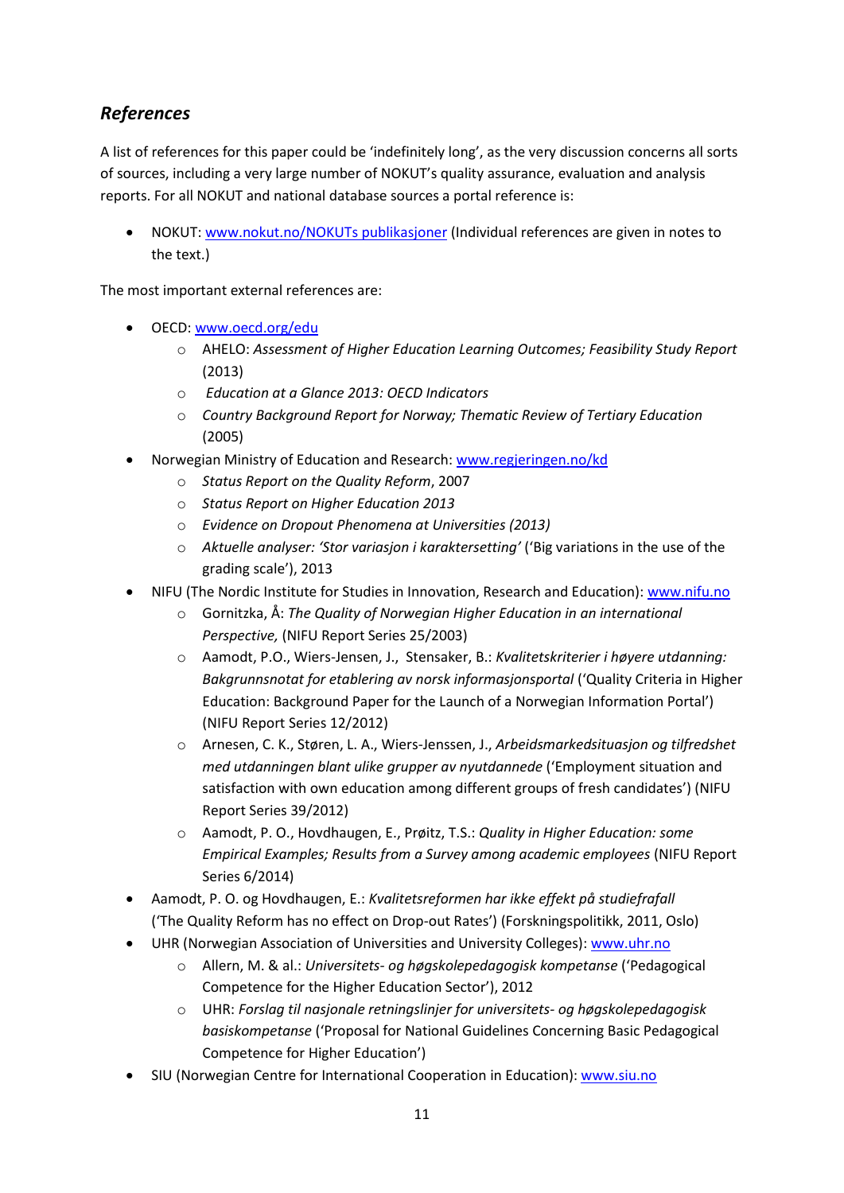## *References*

A list of references for this paper could be 'indefinitely long', as the very discussion concerns all sorts of sources, including a very large number of NOKUT's quality assurance, evaluation and analysis reports. For all NOKUT and national database sources a portal reference is:

- NOKUT: www.nokut.no/NOKUTs publikasjoner (Individual references are given in notes to the text.)

The most important external references are:

- OECD: www.oecd.org/edu
  - AHELO: *Assessment of Higher Education Learning Outcomes; Feasibility Study Report* (2013)
  - *Education at a Glance 2013: OECD Indicators*
  - *Country Background Report for Norway; Thematic Review of Tertiary Education* (2005)
- Norwegian Ministry of Education and Research: www.regjeringen.no/kd
  - *Status Report on the Quality Reform*, 2007
  - *Status Report on Higher Education 2013*
  - *Evidence on Dropout Phenomena at Universities (2013)*
  - *Aktuelle analyser: 'Stor variasjon i karaktersetting'* ('Big variations in the use of the grading scale'), 2013
- NIFU (The Nordic Institute for Studies in Innovation, Research and Education): www.nifu.no
  - Gornitzka, Å: *The Quality of Norwegian Higher Education in an international Perspective,* (NIFU Report Series 25/2003)
  - Aamodt, P.O., Wiers-Jensen, J., Stensaker, B.: *Kvalitetskriterier i høyere utdanning: Bakgrunnsnotat for etablering av norsk informasjonsportal* ('Quality Criteria in Higher Education: Background Paper for the Launch of a Norwegian Information Portal') (NIFU Report Series 12/2012)
  - Arnesen, C. K., Støren, L. A., Wiers-Jenssen, J., *Arbeidsmarkedsituasjon og tilfredshet med utdanningen blant ulike grupper av nyutdannede* ('Employment situation and satisfaction with own education among different groups of fresh candidates') (NIFU Report Series 39/2012)
  - Aamodt, P. O., Hovdhaugen, E., Prøitz, T.S.: *Quality in Higher Education: some Empirical Examples; Results from a Survey among academic employees* (NIFU Report Series 6/2014)
- Aamodt, P. O. og Hovdhaugen, E.: *Kvalitetsreformen har ikke effekt på studiefrafall* ('The Quality Reform has no effect on Drop-out Rates') (Forskningspolitikk, 2011, Oslo)
- UHR (Norwegian Association of Universities and University Colleges): www.uhr.no
  - Allern, M. & al.: *Universitets- og høgskolepedagogisk kompetanse* ('Pedagogical Competence for the Higher Education Sector'), 2012
  - UHR: *Forslag til nasjonale retningslinjer for universitets- og høgskolepedagogisk basiskompetanse* ('Proposal for National Guidelines Concerning Basic Pedagogical Competence for Higher Education')
- SIU (Norwegian Centre for International Cooperation in Education): www.siu.no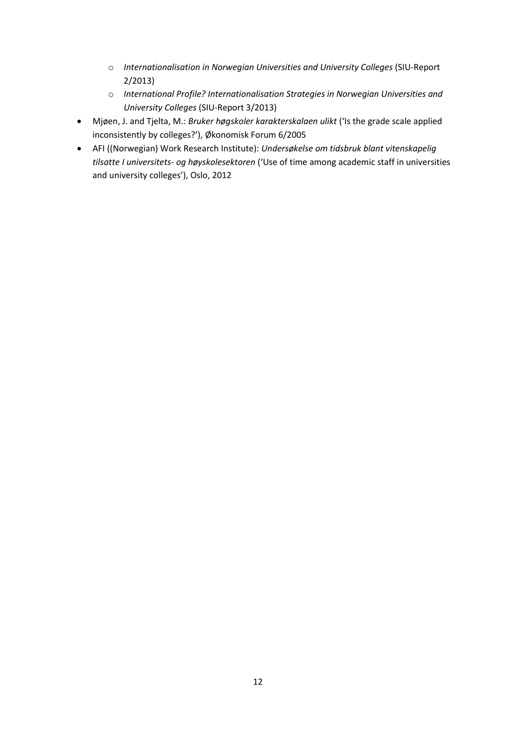- *Internationalisation in Norwegian Universities and University Colleges* (SIU-Report 2/2013)
    - *International Profile? Internationalisation Strategies in Norwegian Universities and University Colleges* (SIU-Report 3/2013)
- Mjøen, J. and Tjelta, M.: *Bruker høgskoler karakterskalaen ulikt* ('Is the grade scale applied inconsistently by colleges?'), Økonomisk Forum 6/2005
- AFI ((Norwegian) Work Research Institute): *Undersøkelse om tidsbruk blant vitenskapelig tilsatte I universitets- og høyskolesektoren* ('Use of time among academic staff in universities and university colleges'), Oslo, 2012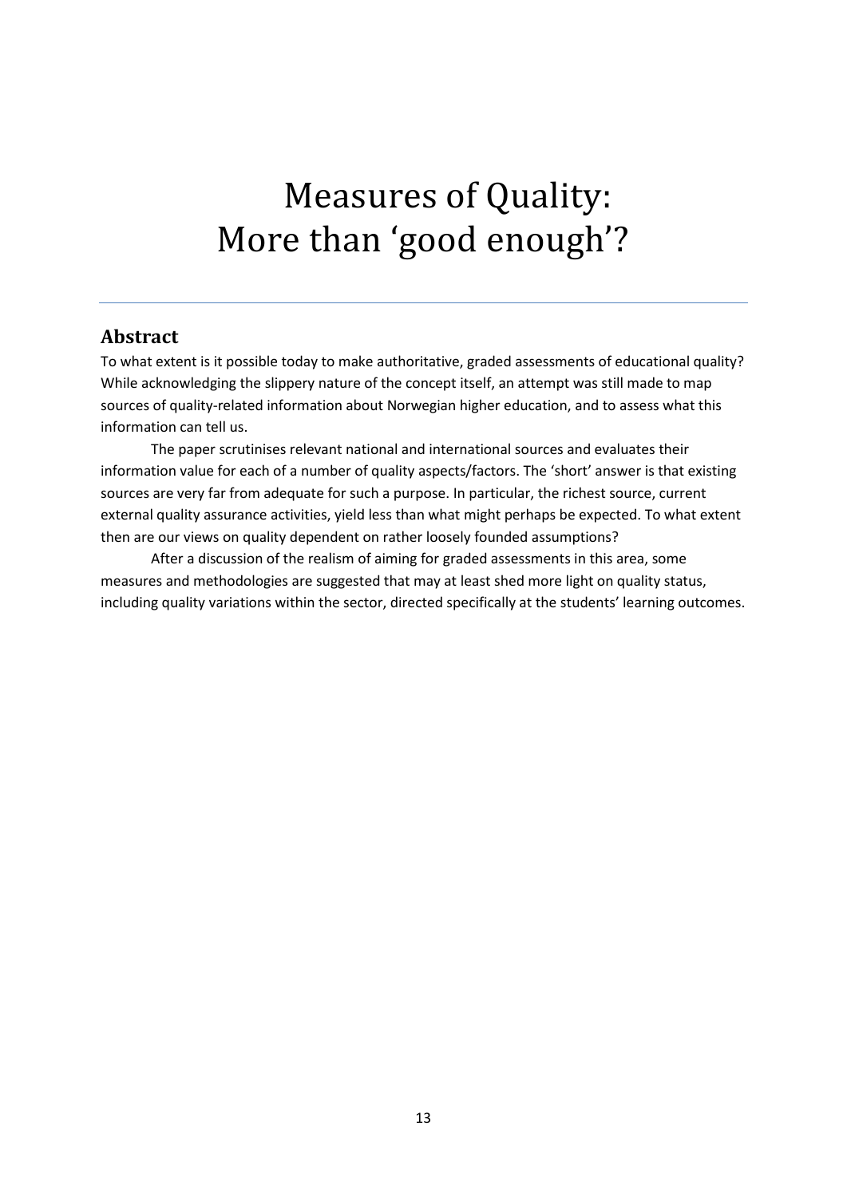# Measures of Quality: More than 'good enough'?

## Abstract

To what extent is it possible today to make authoritative, graded assessments of educational quality? While acknowledging the slippery nature of the concept itself, an attempt was still made to map sources of quality-related information about Norwegian higher education, and to assess what this information can tell us.

The paper scrutinises relevant national and international sources and evaluates their information value for each of a number of quality aspects/factors. The 'short' answer is that existing sources are very far from adequate for such a purpose. In particular, the richest source, current external quality assurance activities, yield less than what might perhaps be expected. To what extent then are our views on quality dependent on rather loosely founded assumptions?

After a discussion of the realism of aiming for graded assessments in this area, some measures and methodologies are suggested that may at least shed more light on quality status, including quality variations within the sector, directed specifically at the students' learning outcomes.